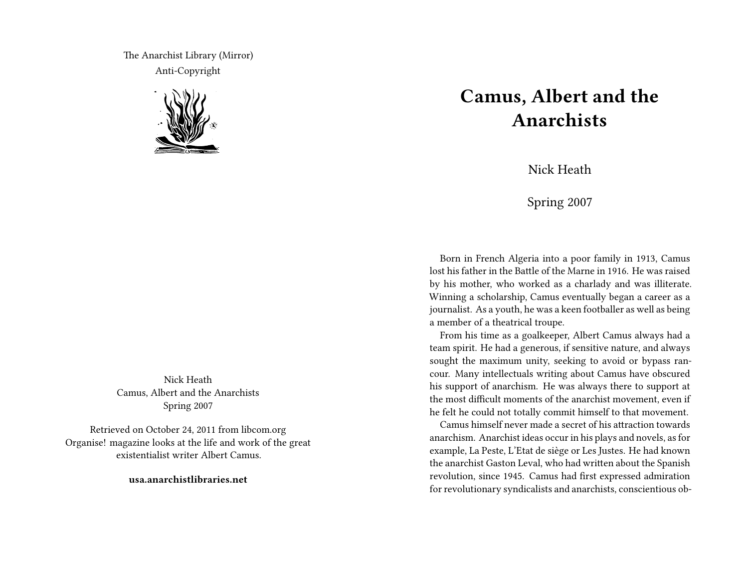The Anarchist Library (Mirror)
Anti-Copyright

Nick Heath
Camus, Albert and the Anarchists
Spring 2007

Retrieved on October 24, 2011 from libcom.org
Organise! magazine looks at the life and work of the great existentialist writer Albert Camus.

**usa.anarchistlibraries.net**

# Camus, Albert and the Anarchists

Nick Heath

Spring 2007

Born in French Algeria into a poor family in 1913, Camus lost his father in the Battle of the Marne in 1916. He was raised by his mother, who worked as a charlady and was illiterate. Winning a scholarship, Camus eventually began a career as a journalist. As a youth, he was a keen footballer as well as being a member of a theatrical troupe.

From his time as a goalkeeper, Albert Camus always had a team spirit. He had a generous, if sensitive nature, and always sought the maximum unity, seeking to avoid or bypass rancour. Many intellectuals writing about Camus have obscured his support of anarchism. He was always there to support at the most difficult moments of the anarchist movement, even if he felt he could not totally commit himself to that movement.

Camus himself never made a secret of his attraction towards anarchism. Anarchist ideas occur in his plays and novels, as for example, La Peste, L'Etat de siège or Les Justes. He had known the anarchist Gaston Leval, who had written about the Spanish revolution, since 1945. Camus had first expressed admiration for revolutionary syndicalists and anarchists, conscientious ob-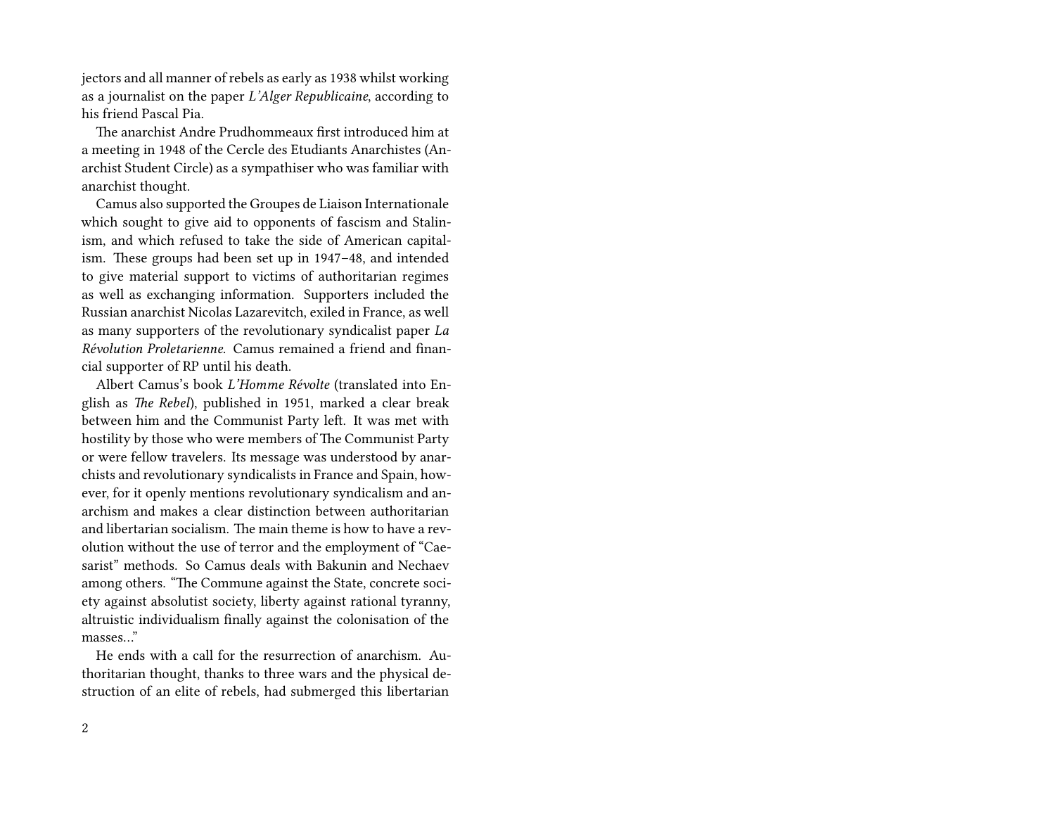jectors and all manner of rebels as early as 1938 whilst working as a journalist on the paper *L'Alger Republicaine*, according to his friend Pascal Pia.

The anarchist Andre Prudhommeaux first introduced him at a meeting in 1948 of the Cercle des Etudiants Anarchistes (Anarchist Student Circle) as a sympathiser who was familiar with anarchist thought.

Camus also supported the Groupes de Liaison Internationale which sought to give aid to opponents of fascism and Stalinism, and which refused to take the side of American capitalism. These groups had been set up in 1947–48, and intended to give material support to victims of authoritarian regimes as well as exchanging information. Supporters included the Russian anarchist Nicolas Lazarevitch, exiled in France, as well as many supporters of the revolutionary syndicalist paper *La Révolution Proletarienne*. Camus remained a friend and financial supporter of RP until his death.

Albert Camus's book *L'Homme Révolte* (translated into English as *The Rebel*), published in 1951, marked a clear break between him and the Communist Party left. It was met with hostility by those who were members of The Communist Party or were fellow travelers. Its message was understood by anarchists and revolutionary syndicalists in France and Spain, however, for it openly mentions revolutionary syndicalism and anarchism and makes a clear distinction between authoritarian and libertarian socialism. The main theme is how to have a revolution without the use of terror and the employment of "Caesarist" methods. So Camus deals with Bakunin and Nechaev among others. "The Commune against the State, concrete society against absolutist society, liberty against rational tyranny, altruistic individualism finally against the colonisation of the masses…"

He ends with a call for the resurrection of anarchism. Authoritarian thought, thanks to three wars and the physical destruction of an elite of rebels, had submerged this libertarian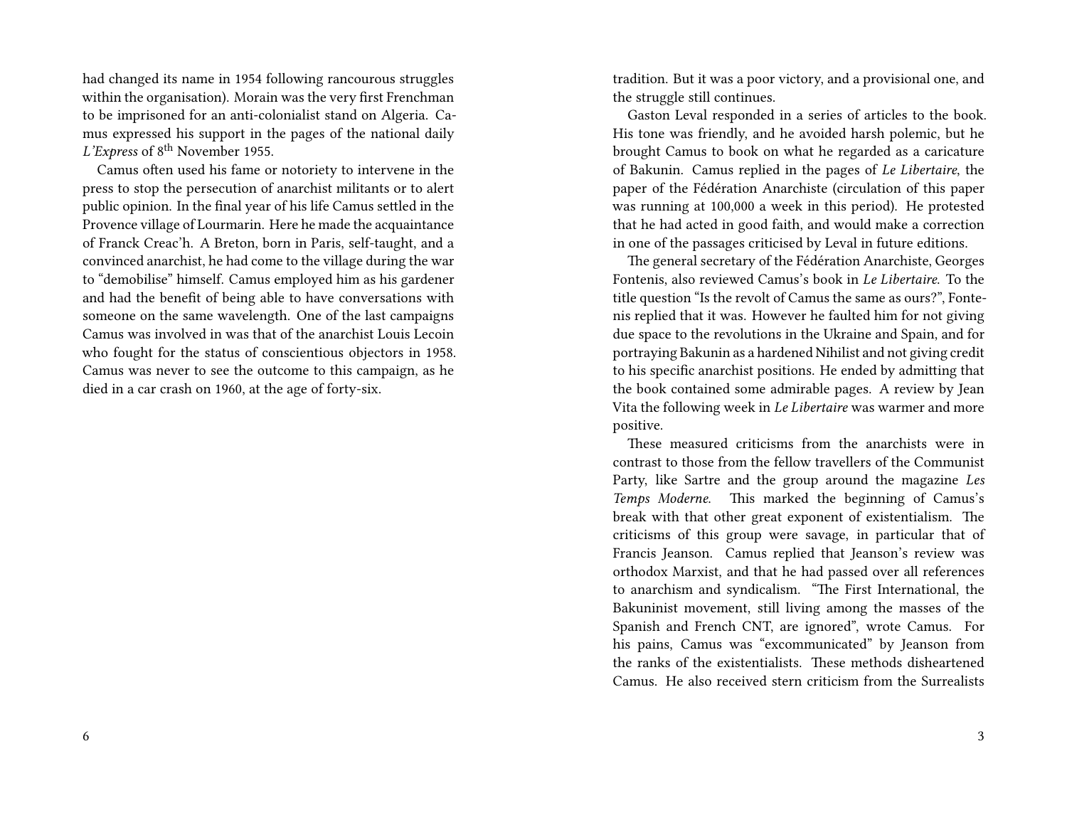had changed its name in 1954 following rancourous struggles within the organisation). Morain was the very first Frenchman to be imprisoned for an anti-colonialist stand on Algeria. Camus expressed his support in the pages of the national daily *L'Express* of 8th November 1955.

Camus often used his fame or notoriety to intervene in the press to stop the persecution of anarchist militants or to alert public opinion. In the final year of his life Camus settled in the Provence village of Lourmarin. Here he made the acquaintance of Franck Creac'h. A Breton, born in Paris, self-taught, and a convinced anarchist, he had come to the village during the war to "demobilise" himself. Camus employed him as his gardener and had the benefit of being able to have conversations with someone on the same wavelength. One of the last campaigns Camus was involved in was that of the anarchist Louis Lecoin who fought for the status of conscientious objectors in 1958. Camus was never to see the outcome to this campaign, as he died in a car crash on 1960, at the age of forty-six.

tradition. But it was a poor victory, and a provisional one, and the struggle still continues.

Gaston Leval responded in a series of articles to the book. His tone was friendly, and he avoided harsh polemic, but he brought Camus to book on what he regarded as a caricature of Bakunin. Camus replied in the pages of *Le Libertaire*, the paper of the Fédération Anarchiste (circulation of this paper was running at 100,000 a week in this period). He protested that he had acted in good faith, and would make a correction in one of the passages criticised by Leval in future editions.

The general secretary of the Fédération Anarchiste, Georges Fontenis, also reviewed Camus's book in *Le Libertaire*. To the title question "Is the revolt of Camus the same as ours?", Fontenis replied that it was. However he faulted him for not giving due space to the revolutions in the Ukraine and Spain, and for portraying Bakunin as a hardened Nihilist and not giving credit to his specific anarchist positions. He ended by admitting that the book contained some admirable pages. A review by Jean Vita the following week in *Le Libertaire* was warmer and more positive.

These measured criticisms from the anarchists were in contrast to those from the fellow travellers of the Communist Party, like Sartre and the group around the magazine *Les Temps Moderne*. This marked the beginning of Camus's break with that other great exponent of existentialism. The criticisms of this group were savage, in particular that of Francis Jeanson. Camus replied that Jeanson's review was orthodox Marxist, and that he had passed over all references to anarchism and syndicalism. "The First International, the Bakuninist movement, still living among the masses of the Spanish and French CNT, are ignored", wrote Camus. For his pains, Camus was "excommunicated" by Jeanson from the ranks of the existentialists. These methods disheartened Camus. He also received stern criticism from the Surrealists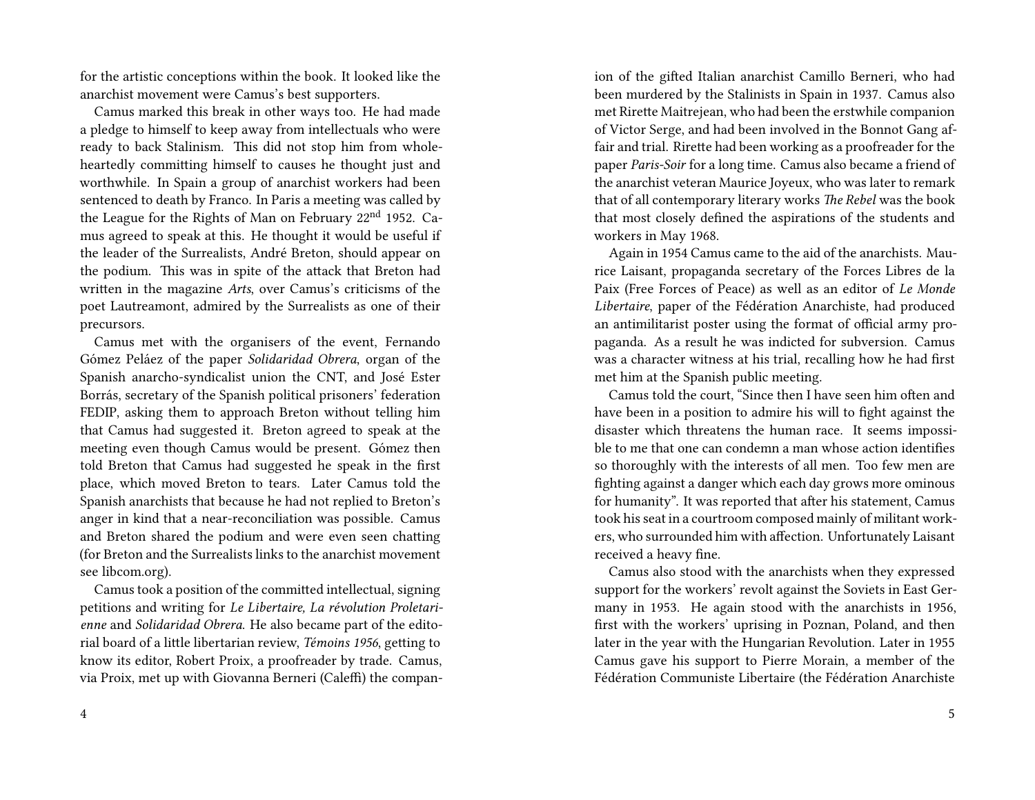for the artistic conceptions within the book. It looked like the anarchist movement were Camus's best supporters.

Camus marked this break in other ways too. He had made a pledge to himself to keep away from intellectuals who were ready to back Stalinism. This did not stop him from wholeheartedly committing himself to causes he thought just and worthwhile. In Spain a group of anarchist workers had been sentenced to death by Franco. In Paris a meeting was called by the League for the Rights of Man on February 22nd 1952. Camus agreed to speak at this. He thought it would be useful if the leader of the Surrealists, André Breton, should appear on the podium. This was in spite of the attack that Breton had written in the magazine *Arts*, over Camus's criticisms of the poet Lautreamont, admired by the Surrealists as one of their precursors.

Camus met with the organisers of the event, Fernando Gómez Peláez of the paper *Solidaridad Obrera*, organ of the Spanish anarcho-syndicalist union the CNT, and José Ester Borrás, secretary of the Spanish political prisoners' federation FEDIP, asking them to approach Breton without telling him that Camus had suggested it. Breton agreed to speak at the meeting even though Camus would be present. Gómez then told Breton that Camus had suggested he speak in the first place, which moved Breton to tears. Later Camus told the Spanish anarchists that because he had not replied to Breton's anger in kind that a near-reconciliation was possible. Camus and Breton shared the podium and were even seen chatting (for Breton and the Surrealists links to the anarchist movement see libcom.org).

Camus took a position of the committed intellectual, signing petitions and writing for *Le Libertaire, La révolution Proletarienne* and *Solidaridad Obrera*. He also became part of the editorial board of a little libertarian review, *Témoins 1956*, getting to know its editor, Robert Proix, a proofreader by trade. Camus, via Proix, met up with Giovanna Berneri (Caleffi) the companion of the gifted Italian anarchist Camillo Berneri, who had been murdered by the Stalinists in Spain in 1937. Camus also met Rirette Maitrejean, who had been the erstwhile companion of Victor Serge, and had been involved in the Bonnot Gang affair and trial. Rirette had been working as a proofreader for the paper *Paris-Soir* for a long time. Camus also became a friend of the anarchist veteran Maurice Joyeux, who was later to remark that of all contemporary literary works *The Rebel* was the book that most closely defined the aspirations of the students and workers in May 1968.

Again in 1954 Camus came to the aid of the anarchists. Maurice Laisant, propaganda secretary of the Forces Libres de la Paix (Free Forces of Peace) as well as an editor of *Le Monde Libertaire*, paper of the Fédération Anarchiste, had produced an antimilitarist poster using the format of official army propaganda. As a result he was indicted for subversion. Camus was a character witness at his trial, recalling how he had first met him at the Spanish public meeting.

Camus told the court, "Since then I have seen him often and have been in a position to admire his will to fight against the disaster which threatens the human race. It seems impossible to me that one can condemn a man whose action identifies so thoroughly with the interests of all men. Too few men are fighting against a danger which each day grows more ominous for humanity". It was reported that after his statement, Camus took his seat in a courtroom composed mainly of militant workers, who surrounded him with affection. Unfortunately Laisant received a heavy fine.

Camus also stood with the anarchists when they expressed support for the workers' revolt against the Soviets in East Germany in 1953. He again stood with the anarchists in 1956, first with the workers' uprising in Poznan, Poland, and then later in the year with the Hungarian Revolution. Later in 1955 Camus gave his support to Pierre Morain, a member of the Fédération Communiste Libertaire (the Fédération Anarchiste